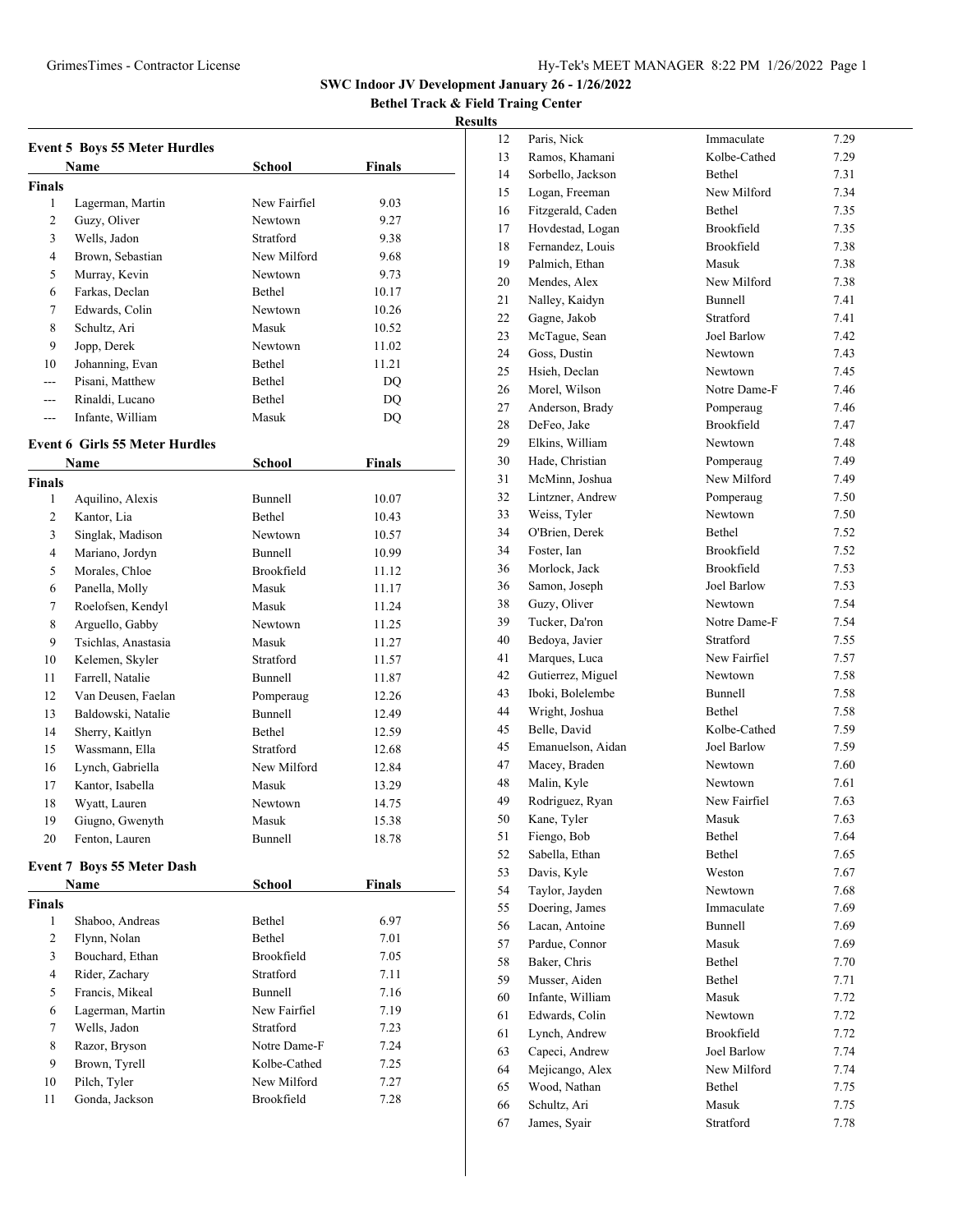# SWC Indoor JV Development January 26 - 1/26/2022

## Bethel Track & Field Traing Center

### Results

**Event 5 Boys 55 Meter Hurdles**

| | Name | School | Finals |
|---|---|---|---|
| **Finals** | | | |
| 1 | Lagerman, Martin | New Fairfiel | 9.03 |
| 2 | Guzy, Oliver | Newtown | 9.27 |
| 3 | Wells, Jadon | Stratford | 9.38 |
| 4 | Brown, Sebastian | New Milford | 9.68 |
| 5 | Murray, Kevin | Newtown | 9.73 |
| 6 | Farkas, Declan | Bethel | 10.17 |
| 7 | Edwards, Colin | Newtown | 10.26 |
| 8 | Schultz, Ari | Masuk | 10.52 |
| 9 | Jopp, Derek | Newtown | 11.02 |
| 10 | Johanning, Evan | Bethel | 11.21 |
| --- | Pisani, Matthew | Bethel | DQ |
| --- | Rinaldi, Lucano | Bethel | DQ |
| --- | Infante, William | Masuk | DQ |

**Event 6 Girls 55 Meter Hurdles**

| | Name | School | Finals |
|---|---|---|---|
| **Finals** | | | |
| 1 | Aquilino, Alexis | Bunnell | 10.07 |
| 2 | Kantor, Lia | Bethel | 10.43 |
| 3 | Singlak, Madison | Newtown | 10.57 |
| 4 | Mariano, Jordyn | Bunnell | 10.99 |
| 5 | Morales, Chloe | Brookfield | 11.12 |
| 6 | Panella, Molly | Masuk | 11.17 |
| 7 | Roelofsen, Kendyl | Masuk | 11.24 |
| 8 | Arguello, Gabby | Newtown | 11.25 |
| 9 | Tsichlas, Anastasia | Masuk | 11.27 |
| 10 | Kelemen, Skyler | Stratford | 11.57 |
| 11 | Farrell, Natalie | Bunnell | 11.87 |
| 12 | Van Deusen, Faelan | Pomperaug | 12.26 |
| 13 | Baldowski, Natalie | Bunnell | 12.49 |
| 14 | Sherry, Kaitlyn | Bethel | 12.59 |
| 15 | Wassmann, Ella | Stratford | 12.68 |
| 16 | Lynch, Gabriella | New Milford | 12.84 |
| 17 | Kantor, Isabella | Masuk | 13.29 |
| 18 | Wyatt, Lauren | Newtown | 14.75 |
| 19 | Giugno, Gwenyth | Masuk | 15.38 |
| 20 | Fenton, Lauren | Bunnell | 18.78 |

**Event 7 Boys 55 Meter Dash**

| | Name | School | Finals |
|---|---|---|---|
| **Finals** | | | |
| 1 | Shaboo, Andreas | Bethel | 6.97 |
| 2 | Flynn, Nolan | Bethel | 7.01 |
| 3 | Bouchard, Ethan | Brookfield | 7.05 |
| 4 | Rider, Zachary | Stratford | 7.11 |
| 5 | Francis, Mikeal | Bunnell | 7.16 |
| 6 | Lagerman, Martin | New Fairfiel | 7.19 |
| 7 | Wells, Jadon | Stratford | 7.23 |
| 8 | Razor, Bryson | Notre Dame-F | 7.24 |
| 9 | Brown, Tyrell | Kolbe-Cathed | 7.25 |
| 10 | Pilch, Tyler | New Milford | 7.27 |
| 11 | Gonda, Jackson | Brookfield | 7.28 |
| 12 | Paris, Nick | Immaculate | 7.29 |
| 13 | Ramos, Khamani | Kolbe-Cathed | 7.29 |
| 14 | Sorbello, Jackson | Bethel | 7.31 |
| 15 | Logan, Freeman | New Milford | 7.34 |
| 16 | Fitzgerald, Caden | Bethel | 7.35 |
| 17 | Hovdestad, Logan | Brookfield | 7.35 |
| 18 | Fernandez, Louis | Brookfield | 7.38 |
| 19 | Palmich, Ethan | Masuk | 7.38 |
| 20 | Mendes, Alex | New Milford | 7.38 |
| 21 | Nalley, Kaidyn | Bunnell | 7.41 |
| 22 | Gagne, Jakob | Stratford | 7.41 |
| 23 | McTague, Sean | Joel Barlow | 7.42 |
| 24 | Goss, Dustin | Newtown | 7.43 |
| 25 | Hsieh, Declan | Newtown | 7.45 |
| 26 | Morel, Wilson | Notre Dame-F | 7.46 |
| 27 | Anderson, Brady | Pomperaug | 7.46 |
| 28 | DeFeo, Jake | Brookfield | 7.47 |
| 29 | Elkins, William | Newtown | 7.48 |
| 30 | Hade, Christian | Pomperaug | 7.49 |
| 31 | McMinn, Joshua | New Milford | 7.49 |
| 32 | Lintzner, Andrew | Pomperaug | 7.50 |
| 33 | Weiss, Tyler | Newtown | 7.50 |
| 34 | O'Brien, Derek | Bethel | 7.52 |
| 34 | Foster, Ian | Brookfield | 7.52 |
| 36 | Morlock, Jack | Brookfield | 7.53 |
| 36 | Samon, Joseph | Joel Barlow | 7.53 |
| 38 | Guzy, Oliver | Newtown | 7.54 |
| 39 | Tucker, Da'ron | Notre Dame-F | 7.54 |
| 40 | Bedoya, Javier | Stratford | 7.55 |
| 41 | Marques, Luca | New Fairfiel | 7.57 |
| 42 | Gutierrez, Miguel | Newtown | 7.58 |
| 43 | Iboki, Bolelembe | Bunnell | 7.58 |
| 44 | Wright, Joshua | Bethel | 7.58 |
| 45 | Belle, David | Kolbe-Cathed | 7.59 |
| 45 | Emanuelson, Aidan | Joel Barlow | 7.59 |
| 47 | Macey, Braden | Newtown | 7.60 |
| 48 | Malin, Kyle | Newtown | 7.61 |
| 49 | Rodriguez, Ryan | New Fairfiel | 7.63 |
| 50 | Kane, Tyler | Masuk | 7.63 |
| 51 | Fiengo, Bob | Bethel | 7.64 |
| 52 | Sabella, Ethan | Bethel | 7.65 |
| 53 | Davis, Kyle | Weston | 7.67 |
| 54 | Taylor, Jayden | Newtown | 7.68 |
| 55 | Doering, James | Immaculate | 7.69 |
| 56 | Lacan, Antoine | Bunnell | 7.69 |
| 57 | Pardue, Connor | Masuk | 7.69 |
| 58 | Baker, Chris | Bethel | 7.70 |
| 59 | Musser, Aiden | Bethel | 7.71 |
| 60 | Infante, William | Masuk | 7.72 |
| 61 | Edwards, Colin | Newtown | 7.72 |
| 61 | Lynch, Andrew | Brookfield | 7.72 |
| 63 | Capeci, Andrew | Joel Barlow | 7.74 |
| 64 | Mejicango, Alex | New Milford | 7.74 |
| 65 | Wood, Nathan | Bethel | 7.75 |
| 66 | Schultz, Ari | Masuk | 7.75 |
| 67 | James, Syair | Stratford | 7.78 |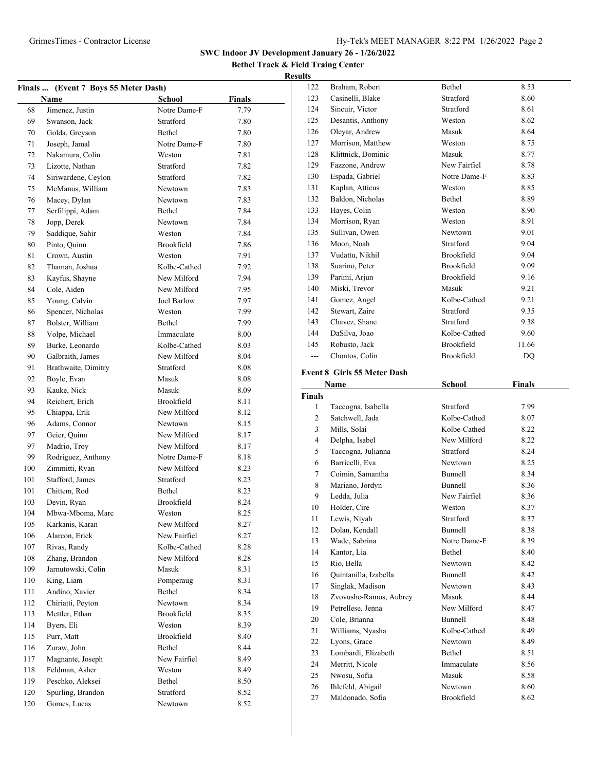**SWC Indoor JV Development January 26 - 1/26/2022**

**Bethel Track & Field Traing Center**

**Results**

**Finals ... (Event 7 Boys 55 Meter Dash)**

| | Name | School | Finals |
|---|---|---|---|
| 68 | Jimenez, Justin | Notre Dame-F | 7.79 |
| 69 | Swanson, Jack | Stratford | 7.80 |
| 70 | Golda, Greyson | Bethel | 7.80 |
| 71 | Joseph, Jamal | Notre Dame-F | 7.80 |
| 72 | Nakamura, Colin | Weston | 7.81 |
| 73 | Lizotte, Nathan | Stratford | 7.82 |
| 74 | Siriwardene, Ceylon | Stratford | 7.82 |
| 75 | McManus, William | Newtown | 7.83 |
| 76 | Macey, Dylan | Newtown | 7.83 |
| 77 | Serfilippi, Adam | Bethel | 7.84 |
| 78 | Jopp, Derek | Newtown | 7.84 |
| 79 | Saddique, Sahir | Weston | 7.84 |
| 80 | Pinto, Quinn | Brookfield | 7.86 |
| 81 | Crown, Austin | Weston | 7.91 |
| 82 | Thaman, Joshua | Kolbe-Cathed | 7.92 |
| 83 | Kayfus, Shayne | New Milford | 7.94 |
| 84 | Cole, Aiden | New Milford | 7.95 |
| 85 | Young, Calvin | Joel Barlow | 7.97 |
| 86 | Spencer, Nicholas | Weston | 7.99 |
| 87 | Bolster, William | Bethel | 7.99 |
| 88 | Volpe, Michael | Immaculate | 8.00 |
| 89 | Burke, Leonardo | Kolbe-Cathed | 8.03 |
| 90 | Galbraith, James | New Milford | 8.04 |
| 91 | Brathwaite, Dimitry | Stratford | 8.08 |
| 92 | Boyle, Evan | Masuk | 8.08 |
| 93 | Kauke, Nick | Masuk | 8.09 |
| 94 | Reichert, Erich | Brookfield | 8.11 |
| 95 | Chiappa, Erik | New Milford | 8.12 |
| 96 | Adams, Connor | Newtown | 8.15 |
| 97 | Geier, Quinn | New Milford | 8.17 |
| 97 | Madrio, Troy | New Milford | 8.17 |
| 99 | Rodriguez, Anthony | Notre Dame-F | 8.18 |
| 100 | Zimmitti, Ryan | New Milford | 8.23 |
| 101 | Stafford, James | Stratford | 8.23 |
| 101 | Chittem, Rod | Bethel | 8.23 |
| 103 | Devin, Ryan | Brookfield | 8.24 |
| 104 | Mbwa-Mboma, Marc | Weston | 8.25 |
| 105 | Karkanis, Karan | New Milford | 8.27 |
| 106 | Alarcon, Erick | New Fairfiel | 8.27 |
| 107 | Rivas, Randy | Kolbe-Cathed | 8.28 |
| 108 | Zhang, Brandon | New Milford | 8.28 |
| 109 | Jarnutowski, Colin | Masuk | 8.31 |
| 110 | King, Liam | Pomperaug | 8.31 |
| 111 | Andino, Xavier | Bethel | 8.34 |
| 112 | Chiriatti, Peyton | Newtown | 8.34 |
| 113 | Mettler, Ethan | Brookfield | 8.35 |
| 114 | Byers, Eli | Weston | 8.39 |
| 115 | Purr, Matt | Brookfield | 8.40 |
| 116 | Zuraw, John | Bethel | 8.44 |
| 117 | Magnante, Joseph | New Fairfiel | 8.49 |
| 118 | Feldman, Asher | Weston | 8.49 |
| 119 | Peschko, Aleksei | Bethel | 8.50 |
| 120 | Spurling, Brandon | Stratford | 8.52 |
| 120 | Gomes, Lucas | Newtown | 8.52 |
| 122 | Braham, Robert | Bethel | 8.53 |
| 123 | Casinelli, Blake | Stratford | 8.60 |
| 124 | Sincuir, Victor | Stratford | 8.61 |
| 125 | Desantis, Anthony | Weston | 8.62 |
| 126 | Oleyar, Andrew | Masuk | 8.64 |
| 127 | Morrison, Matthew | Weston | 8.75 |
| 128 | Klittnick, Dominic | Masuk | 8.77 |
| 129 | Fazzone, Andrew | New Fairfiel | 8.78 |
| 130 | Espada, Gabriel | Notre Dame-F | 8.83 |
| 131 | Kaplan, Atticus | Weston | 8.85 |
| 132 | Baldon, Nicholas | Bethel | 8.89 |
| 133 | Hayes, Colin | Weston | 8.90 |
| 134 | Morrison, Ryan | Weston | 8.91 |
| 135 | Sullivan, Owen | Newtown | 9.01 |
| 136 | Moon, Noah | Stratford | 9.04 |
| 137 | Vudattu, Nikhil | Brookfield | 9.04 |
| 138 | Suarino, Peter | Brookfield | 9.09 |
| 139 | Parimi, Arjun | Brookfield | 9.16 |
| 140 | Miski, Trevor | Masuk | 9.21 |
| 141 | Gomez, Angel | Kolbe-Cathed | 9.21 |
| 142 | Stewart, Zaire | Stratford | 9.35 |
| 143 | Chavez, Shane | Stratford | 9.38 |
| 144 | DaSilva, Joao | Kolbe-Cathed | 9.60 |
| 145 | Robusto, Jack | Brookfield | 11.66 |
| --- | Chontos, Colin | Brookfield | DQ |

**Event 8 Girls 55 Meter Dash**

| | Name | School | Finals |
|---|---|---|---|
| **Finals** | | | |
| 1 | Taccogna, Isabella | Stratford | 7.99 |
| 2 | Satchwell, Jada | Kolbe-Cathed | 8.07 |
| 3 | Mills, Solai | Kolbe-Cathed | 8.22 |
| 4 | Delpha, Isabel | New Milford | 8.22 |
| 5 | Taccogna, Julianna | Stratford | 8.24 |
| 6 | Barricelli, Eva | Newtown | 8.25 |
| 7 | Coimin, Samantha | Bunnell | 8.34 |
| 8 | Mariano, Jordyn | Bunnell | 8.36 |
| 9 | Ledda, Julia | New Fairfiel | 8.36 |
| 10 | Holder, Cire | Weston | 8.37 |
| 11 | Lewis, Niyah | Stratford | 8.37 |
| 12 | Dolan, Kendall | Bunnell | 8.38 |
| 13 | Wade, Sabrina | Notre Dame-F | 8.39 |
| 14 | Kantor, Lia | Bethel | 8.40 |
| 15 | Rio, Bella | Newtown | 8.42 |
| 16 | Quintanilla, Izabella | Bunnell | 8.42 |
| 17 | Singlak, Madison | Newtown | 8.43 |
| 18 | Zvovushe-Ramos, Aubrey | Masuk | 8.44 |
| 19 | Petrellese, Jenna | New Milford | 8.47 |
| 20 | Cole, Brianna | Bunnell | 8.48 |
| 21 | Williams, Nyasha | Kolbe-Cathed | 8.49 |
| 22 | Lyons, Grace | Newtown | 8.49 |
| 23 | Lombardi, Elizabeth | Bethel | 8.51 |
| 24 | Merritt, Nicole | Immaculate | 8.56 |
| 25 | Nwosu, Sofia | Masuk | 8.58 |
| 26 | Ihlefeld, Abigail | Newtown | 8.60 |
| 27 | Maldonado, Sofia | Brookfield | 8.62 |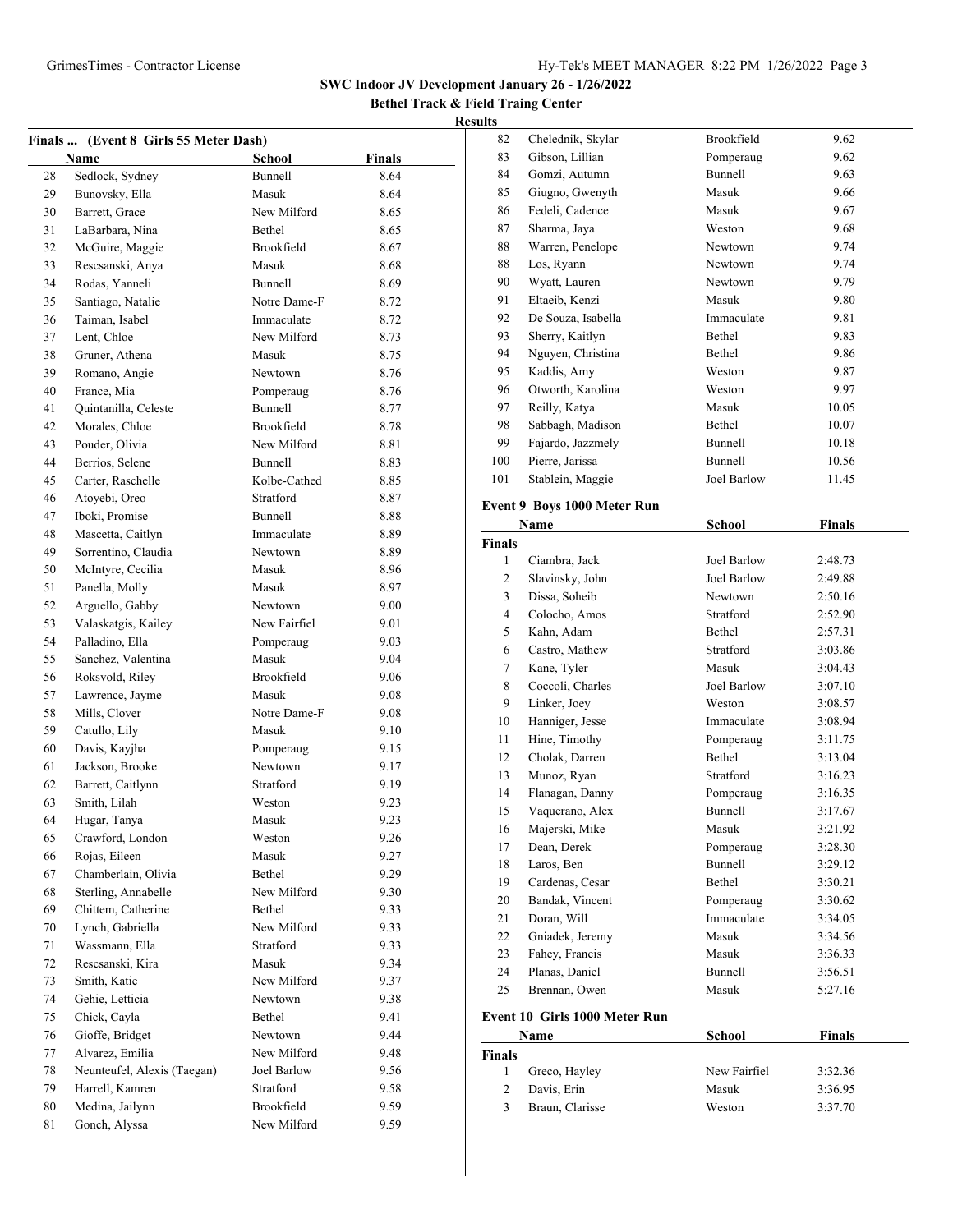**SWC Indoor JV Development January 26 - 1/26/2022**

**Bethel Track & Field Traing Center**

**Results**

### Finals ... (Event 8 Girls 55 Meter Dash)

| | Name | School | Finals |
|---|---|---|---|
| 28 | Sedlock, Sydney | Bunnell | 8.64 |
| 29 | Bunovsky, Ella | Masuk | 8.64 |
| 30 | Barrett, Grace | New Milford | 8.65 |
| 31 | LaBarbara, Nina | Bethel | 8.65 |
| 32 | McGuire, Maggie | Brookfield | 8.67 |
| 33 | Rescsanski, Anya | Masuk | 8.68 |
| 34 | Rodas, Yanneli | Bunnell | 8.69 |
| 35 | Santiago, Natalie | Notre Dame-F | 8.72 |
| 36 | Taiman, Isabel | Immaculate | 8.72 |
| 37 | Lent, Chloe | New Milford | 8.73 |
| 38 | Gruner, Athena | Masuk | 8.75 |
| 39 | Romano, Angie | Newtown | 8.76 |
| 40 | France, Mia | Pomperaug | 8.76 |
| 41 | Quintanilla, Celeste | Bunnell | 8.77 |
| 42 | Morales, Chloe | Brookfield | 8.78 |
| 43 | Pouder, Olivia | New Milford | 8.81 |
| 44 | Berrios, Selene | Bunnell | 8.83 |
| 45 | Carter, Raschelle | Kolbe-Cathed | 8.85 |
| 46 | Atoyebi, Oreo | Stratford | 8.87 |
| 47 | Iboki, Promise | Bunnell | 8.88 |
| 48 | Mascetta, Caitlyn | Immaculate | 8.89 |
| 49 | Sorrentino, Claudia | Newtown | 8.89 |
| 50 | McIntyre, Cecilia | Masuk | 8.96 |
| 51 | Panella, Molly | Masuk | 8.97 |
| 52 | Arguello, Gabby | Newtown | 9.00 |
| 53 | Valaskatgis, Kailey | New Fairfiel | 9.01 |
| 54 | Palladino, Ella | Pomperaug | 9.03 |
| 55 | Sanchez, Valentina | Masuk | 9.04 |
| 56 | Roksvold, Riley | Brookfield | 9.06 |
| 57 | Lawrence, Jayme | Masuk | 9.08 |
| 58 | Mills, Clover | Notre Dame-F | 9.08 |
| 59 | Catullo, Lily | Masuk | 9.10 |
| 60 | Davis, Kayjha | Pomperaug | 9.15 |
| 61 | Jackson, Brooke | Newtown | 9.17 |
| 62 | Barrett, Caitlynn | Stratford | 9.19 |
| 63 | Smith, Lilah | Weston | 9.23 |
| 64 | Hugar, Tanya | Masuk | 9.23 |
| 65 | Crawford, London | Weston | 9.26 |
| 66 | Rojas, Eileen | Masuk | 9.27 |
| 67 | Chamberlain, Olivia | Bethel | 9.29 |
| 68 | Sterling, Annabelle | New Milford | 9.30 |
| 69 | Chittem, Catherine | Bethel | 9.33 |
| 70 | Lynch, Gabriella | New Milford | 9.33 |
| 71 | Wassmann, Ella | Stratford | 9.33 |
| 72 | Rescsanski, Kira | Masuk | 9.34 |
| 73 | Smith, Katie | New Milford | 9.37 |
| 74 | Gehie, Letticia | Newtown | 9.38 |
| 75 | Chick, Cayla | Bethel | 9.41 |
| 76 | Gioffe, Bridget | Newtown | 9.44 |
| 77 | Alvarez, Emilia | New Milford | 9.48 |
| 78 | Neunteufel, Alexis (Taegan) | Joel Barlow | 9.56 |
| 79 | Harrell, Kamren | Stratford | 9.58 |
| 80 | Medina, Jailynn | Brookfield | 9.59 |
| 81 | Gonch, Alyssa | New Milford | 9.59 |
| 82 | Chelednik, Skylar | Brookfield | 9.62 |
| 83 | Gibson, Lillian | Pomperaug | 9.62 |
| 84 | Gomzi, Autumn | Bunnell | 9.63 |
| 85 | Giugno, Gwenyth | Masuk | 9.66 |
| 86 | Fedeli, Cadence | Masuk | 9.67 |
| 87 | Sharma, Jaya | Weston | 9.68 |
| 88 | Warren, Penelope | Newtown | 9.74 |
| 88 | Los, Ryann | Newtown | 9.74 |
| 90 | Wyatt, Lauren | Newtown | 9.79 |
| 91 | Eltaeib, Kenzi | Masuk | 9.80 |
| 92 | De Souza, Isabella | Immaculate | 9.81 |
| 93 | Sherry, Kaitlyn | Bethel | 9.83 |
| 94 | Nguyen, Christina | Bethel | 9.86 |
| 95 | Kaddis, Amy | Weston | 9.87 |
| 96 | Otworth, Karolina | Weston | 9.97 |
| 97 | Reilly, Katya | Masuk | 10.05 |
| 98 | Sabbagh, Madison | Bethel | 10.07 |
| 99 | Fajardo, Jazzmely | Bunnell | 10.18 |
| 100 | Pierre, Jarissa | Bunnell | 10.56 |
| 101 | Stablein, Maggie | Joel Barlow | 11.45 |

### Event 9 Boys 1000 Meter Run

| | Name | School | Finals |
|---|---|---|---|
| **Finals** | | | |
| 1 | Ciambra, Jack | Joel Barlow | 2:48.73 |
| 2 | Slavinsky, John | Joel Barlow | 2:49.88 |
| 3 | Dissa, Soheib | Newtown | 2:50.16 |
| 4 | Colocho, Amos | Stratford | 2:52.90 |
| 5 | Kahn, Adam | Bethel | 2:57.31 |
| 6 | Castro, Mathew | Stratford | 3:03.86 |
| 7 | Kane, Tyler | Masuk | 3:04.43 |
| 8 | Coccoli, Charles | Joel Barlow | 3:07.10 |
| 9 | Linker, Joey | Weston | 3:08.57 |
| 10 | Hanniger, Jesse | Immaculate | 3:08.94 |
| 11 | Hine, Timothy | Pomperaug | 3:11.75 |
| 12 | Cholak, Darren | Bethel | 3:13.04 |
| 13 | Munoz, Ryan | Stratford | 3:16.23 |
| 14 | Flanagan, Danny | Pomperaug | 3:16.35 |
| 15 | Vaquerano, Alex | Bunnell | 3:17.67 |
| 16 | Majerski, Mike | Masuk | 3:21.92 |
| 17 | Dean, Derek | Pomperaug | 3:28.30 |
| 18 | Laros, Ben | Bunnell | 3:29.12 |
| 19 | Cardenas, Cesar | Bethel | 3:30.21 |
| 20 | Bandak, Vincent | Pomperaug | 3:30.62 |
| 21 | Doran, Will | Immaculate | 3:34.05 |
| 22 | Gniadek, Jeremy | Masuk | 3:34.56 |
| 23 | Fahey, Francis | Masuk | 3:36.33 |
| 24 | Planas, Daniel | Bunnell | 3:56.51 |
| 25 | Brennan, Owen | Masuk | 5:27.16 |

### Event 10 Girls 1000 Meter Run

| | Name | School | Finals |
|---|---|---|---|
| **Finals** | | | |
| 1 | Greco, Hayley | New Fairfiel | 3:32.36 |
| 2 | Davis, Erin | Masuk | 3:36.95 |
| 3 | Braun, Clarisse | Weston | 3:37.70 |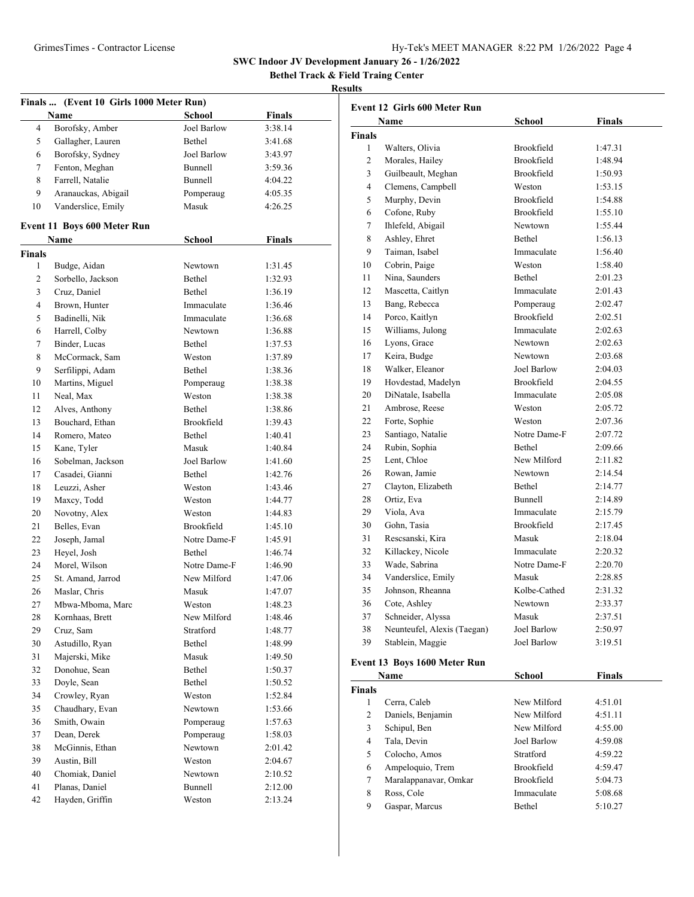**SWC Indoor JV Development January 26 - 1/26/2022**

**Bethel Track & Field Traing Center**

**Results**

### Finals ... (Event 10 Girls 1000 Meter Run)

| | Name | School | Finals |
|---|---|---|---|
| 4 | Borofsky, Amber | Joel Barlow | 3:38.14 |
| 5 | Gallagher, Lauren | Bethel | 3:41.68 |
| 6 | Borofsky, Sydney | Joel Barlow | 3:43.97 |
| 7 | Fenton, Meghan | Bunnell | 3:59.36 |
| 8 | Farrell, Natalie | Bunnell | 4:04.22 |
| 9 | Aranauckas, Abigail | Pomperaug | 4:05.35 |
| 10 | Vanderslice, Emily | Masuk | 4:26.25 |

### Event 11 Boys 600 Meter Run

| | Name | School | Finals |
|---|---|---|---|
| **Finals** | | | |
| 1 | Budge, Aidan | Newtown | 1:31.45 |
| 2 | Sorbello, Jackson | Bethel | 1:32.93 |
| 3 | Cruz, Daniel | Bethel | 1:36.19 |
| 4 | Brown, Hunter | Immaculate | 1:36.46 |
| 5 | Badinelli, Nik | Immaculate | 1:36.68 |
| 6 | Harrell, Colby | Newtown | 1:36.88 |
| 7 | Binder, Lucas | Bethel | 1:37.53 |
| 8 | McCormack, Sam | Weston | 1:37.89 |
| 9 | Serfilippi, Adam | Bethel | 1:38.36 |
| 10 | Martins, Miguel | Pomperaug | 1:38.38 |
| 11 | Neal, Max | Weston | 1:38.38 |
| 12 | Alves, Anthony | Bethel | 1:38.86 |
| 13 | Bouchard, Ethan | Brookfield | 1:39.43 |
| 14 | Romero, Mateo | Bethel | 1:40.41 |
| 15 | Kane, Tyler | Masuk | 1:40.84 |
| 16 | Sobelman, Jackson | Joel Barlow | 1:41.60 |
| 17 | Casadei, Gianni | Bethel | 1:42.76 |
| 18 | Leuzzi, Asher | Weston | 1:43.46 |
| 19 | Maxcy, Todd | Weston | 1:44.77 |
| 20 | Novotny, Alex | Weston | 1:44.83 |
| 21 | Belles, Evan | Brookfield | 1:45.10 |
| 22 | Joseph, Jamal | Notre Dame-F | 1:45.91 |
| 23 | Heyel, Josh | Bethel | 1:46.74 |
| 24 | Morel, Wilson | Notre Dame-F | 1:46.90 |
| 25 | St. Amand, Jarrod | New Milford | 1:47.06 |
| 26 | Maslar, Chris | Masuk | 1:47.07 |
| 27 | Mbwa-Mboma, Marc | Weston | 1:48.23 |
| 28 | Kornhaas, Brett | New Milford | 1:48.46 |
| 29 | Cruz, Sam | Stratford | 1:48.77 |
| 30 | Astudillo, Ryan | Bethel | 1:48.99 |
| 31 | Majerski, Mike | Masuk | 1:49.50 |
| 32 | Donohue, Sean | Bethel | 1:50.37 |
| 33 | Doyle, Sean | Bethel | 1:50.52 |
| 34 | Crowley, Ryan | Weston | 1:52.84 |
| 35 | Chaudhary, Evan | Newtown | 1:53.66 |
| 36 | Smith, Owain | Pomperaug | 1:57.63 |
| 37 | Dean, Derek | Pomperaug | 1:58.03 |
| 38 | McGinnis, Ethan | Newtown | 2:01.42 |
| 39 | Austin, Bill | Weston | 2:04.67 |
| 40 | Chomiak, Daniel | Newtown | 2:10.52 |
| 41 | Planas, Daniel | Bunnell | 2:12.00 |
| 42 | Hayden, Griffin | Weston | 2:13.24 |

### Event 12 Girls 600 Meter Run

| | Name | School | Finals |
|---|---|---|---|
| **Finals** | | | |
| 1 | Walters, Olivia | Brookfield | 1:47.31 |
| 2 | Morales, Hailey | Brookfield | 1:48.94 |
| 3 | Guilbeault, Meghan | Brookfield | 1:50.93 |
| 4 | Clemens, Campbell | Weston | 1:53.15 |
| 5 | Murphy, Devin | Brookfield | 1:54.88 |
| 6 | Cofone, Ruby | Brookfield | 1:55.10 |
| 7 | Ihlefeld, Abigail | Newtown | 1:55.44 |
| 8 | Ashley, Ehret | Bethel | 1:56.13 |
| 9 | Taiman, Isabel | Immaculate | 1:56.40 |
| 10 | Cobrin, Paige | Weston | 1:58.40 |
| 11 | Nina, Saunders | Bethel | 2:01.23 |
| 12 | Mascetta, Caitlyn | Immaculate | 2:01.43 |
| 13 | Bang, Rebecca | Pomperaug | 2:02.47 |
| 14 | Porco, Kaitlyn | Brookfield | 2:02.51 |
| 15 | Williams, Julong | Immaculate | 2:02.63 |
| 16 | Lyons, Grace | Newtown | 2:02.63 |
| 17 | Keira, Budge | Newtown | 2:03.68 |
| 18 | Walker, Eleanor | Joel Barlow | 2:04.03 |
| 19 | Hovdestad, Madelyn | Brookfield | 2:04.55 |
| 20 | DiNatale, Isabella | Immaculate | 2:05.08 |
| 21 | Ambrose, Reese | Weston | 2:05.72 |
| 22 | Forte, Sophie | Weston | 2:07.36 |
| 23 | Santiago, Natalie | Notre Dame-F | 2:07.72 |
| 24 | Rubin, Sophia | Bethel | 2:09.66 |
| 25 | Lent, Chloe | New Milford | 2:11.82 |
| 26 | Rowan, Jamie | Newtown | 2:14.54 |
| 27 | Clayton, Elizabeth | Bethel | 2:14.77 |
| 28 | Ortiz, Eva | Bunnell | 2:14.89 |
| 29 | Viola, Ava | Immaculate | 2:15.79 |
| 30 | Gohn, Tasia | Brookfield | 2:17.45 |
| 31 | Rescsanski, Kira | Masuk | 2:18.04 |
| 32 | Killackey, Nicole | Immaculate | 2:20.32 |
| 33 | Wade, Sabrina | Notre Dame-F | 2:20.70 |
| 34 | Vanderslice, Emily | Masuk | 2:28.85 |
| 35 | Johnson, Rheanna | Kolbe-Cathed | 2:31.32 |
| 36 | Cote, Ashley | Newtown | 2:33.37 |
| 37 | Schneider, Alyssa | Masuk | 2:37.51 |
| 38 | Neunteufel, Alexis (Taegan) | Joel Barlow | 2:50.97 |
| 39 | Stablein, Maggie | Joel Barlow | 3:19.51 |

### Event 13 Boys 1600 Meter Run

| | Name | School | Finals |
|---|---|---|---|
| **Finals** | | | |
| 1 | Cerra, Caleb | New Milford | 4:51.01 |
| 2 | Daniels, Benjamin | New Milford | 4:51.11 |
| 3 | Schipul, Ben | New Milford | 4:55.00 |
| 4 | Tala, Devin | Joel Barlow | 4:59.08 |
| 5 | Colocho, Amos | Stratford | 4:59.22 |
| 6 | Ampeloquio, Trem | Brookfield | 4:59.47 |
| 7 | Maralappanavar, Omkar | Brookfield | 5:04.73 |
| 8 | Ross, Cole | Immaculate | 5:08.68 |
| 9 | Gaspar, Marcus | Bethel | 5:10.27 |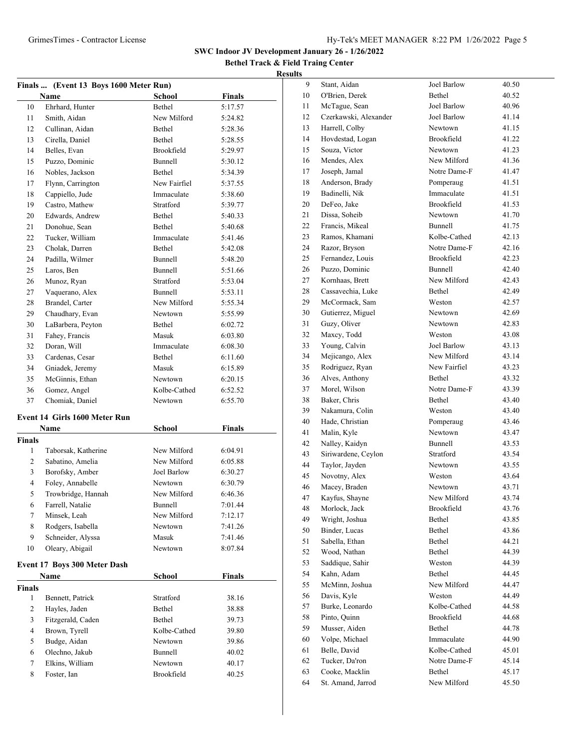**SWC Indoor JV Development January 26 - 1/26/2022**

**Bethel Track & Field Traing Center**

**Results**

### Finals ... (Event 13 Boys 1600 Meter Run)

| | Name | School | Finals |
|---|---|---|---|
| 10 | Ehrhard, Hunter | Bethel | 5:17.57 |
| 11 | Smith, Aidan | New Milford | 5:24.82 |
| 12 | Cullinan, Aidan | Bethel | 5:28.36 |
| 13 | Cirella, Daniel | Bethel | 5:28.55 |
| 14 | Belles, Evan | Brookfield | 5:29.97 |
| 15 | Puzzo, Dominic | Bunnell | 5:30.12 |
| 16 | Nobles, Jackson | Bethel | 5:34.39 |
| 17 | Flynn, Carrington | New Fairfiel | 5:37.55 |
| 18 | Cappiello, Jude | Immaculate | 5:38.60 |
| 19 | Castro, Mathew | Stratford | 5:39.77 |
| 20 | Edwards, Andrew | Bethel | 5:40.33 |
| 21 | Donohue, Sean | Bethel | 5:40.68 |
| 22 | Tucker, William | Immaculate | 5:41.46 |
| 23 | Cholak, Darren | Bethel | 5:42.08 |
| 24 | Padilla, Wilmer | Bunnell | 5:48.20 |
| 25 | Laros, Ben | Bunnell | 5:51.66 |
| 26 | Munoz, Ryan | Stratford | 5:53.04 |
| 27 | Vaquerano, Alex | Bunnell | 5:53.11 |
| 28 | Brandel, Carter | New Milford | 5:55.34 |
| 29 | Chaudhary, Evan | Newtown | 5:55.99 |
| 30 | LaBarbera, Peyton | Bethel | 6:02.72 |
| 31 | Fahey, Francis | Masuk | 6:03.80 |
| 32 | Doran, Will | Immaculate | 6:08.30 |
| 33 | Cardenas, Cesar | Bethel | 6:11.60 |
| 34 | Gniadek, Jeremy | Masuk | 6:15.89 |
| 35 | McGinnis, Ethan | Newtown | 6:20.15 |
| 36 | Gomez, Angel | Kolbe-Cathed | 6:52.52 |
| 37 | Chomiak, Daniel | Newtown | 6:55.70 |

### Event 14 Girls 1600 Meter Run

| | Name | School | Finals |
|---|---|---|---|
| **Finals** | | | |
| 1 | Taborsak, Katherine | New Milford | 6:04.91 |
| 2 | Sabatino, Amelia | New Milford | 6:05.88 |
| 3 | Borofsky, Amber | Joel Barlow | 6:30.27 |
| 4 | Foley, Annabelle | Newtown | 6:30.79 |
| 5 | Trowbridge, Hannah | New Milford | 6:46.36 |
| 6 | Farrell, Natalie | Bunnell | 7:01.44 |
| 7 | Minsek, Leah | New Milford | 7:12.17 |
| 8 | Rodgers, Isabella | Newtown | 7:41.26 |
| 9 | Schneider, Alyssa | Masuk | 7:41.46 |
| 10 | Oleary, Abigail | Newtown | 8:07.84 |

### Event 17 Boys 300 Meter Dash

| | Name | School | Finals |
|---|---|---|---|
| **Finals** | | | |
| 1 | Bennett, Patrick | Stratford | 38.16 |
| 2 | Hayles, Jaden | Bethel | 38.88 |
| 3 | Fitzgerald, Caden | Bethel | 39.73 |
| 4 | Brown, Tyrell | Kolbe-Cathed | 39.80 |
| 5 | Budge, Aidan | Newtown | 39.86 |
| 6 | Olechno, Jakub | Bunnell | 40.02 |
| 7 | Elkins, William | Newtown | 40.17 |
| 8 | Foster, Ian | Brookfield | 40.25 |
| 9 | Stant, Aidan | Joel Barlow | 40.50 |
| 10 | O'Brien, Derek | Bethel | 40.52 |
| 11 | McTague, Sean | Joel Barlow | 40.96 |
| 12 | Czerkawski, Alexander | Joel Barlow | 41.14 |
| 13 | Harrell, Colby | Newtown | 41.15 |
| 14 | Hovdestad, Logan | Brookfield | 41.22 |
| 15 | Souza, Victor | Newtown | 41.23 |
| 16 | Mendes, Alex | New Milford | 41.36 |
| 17 | Joseph, Jamal | Notre Dame-F | 41.47 |
| 18 | Anderson, Brady | Pomperaug | 41.51 |
| 19 | Badinelli, Nik | Immaculate | 41.51 |
| 20 | DeFeo, Jake | Brookfield | 41.53 |
| 21 | Dissa, Soheib | Newtown | 41.70 |
| 22 | Francis, Mikeal | Bunnell | 41.75 |
| 23 | Ramos, Khamani | Kolbe-Cathed | 42.13 |
| 24 | Razor, Bryson | Notre Dame-F | 42.16 |
| 25 | Fernandez, Louis | Brookfield | 42.23 |
| 26 | Puzzo, Dominic | Bunnell | 42.40 |
| 27 | Kornhaas, Brett | New Milford | 42.43 |
| 28 | Cassavechia, Luke | Bethel | 42.49 |
| 29 | McCormack, Sam | Weston | 42.57 |
| 30 | Gutierrez, Miguel | Newtown | 42.69 |
| 31 | Guzy, Oliver | Newtown | 42.83 |
| 32 | Maxcy, Todd | Weston | 43.08 |
| 33 | Young, Calvin | Joel Barlow | 43.13 |
| 34 | Mejicango, Alex | New Milford | 43.14 |
| 35 | Rodriguez, Ryan | New Fairfiel | 43.23 |
| 36 | Alves, Anthony | Bethel | 43.32 |
| 37 | Morel, Wilson | Notre Dame-F | 43.39 |
| 38 | Baker, Chris | Bethel | 43.40 |
| 39 | Nakamura, Colin | Weston | 43.40 |
| 40 | Hade, Christian | Pomperaug | 43.46 |
| 41 | Malin, Kyle | Newtown | 43.47 |
| 42 | Nalley, Kaidyn | Bunnell | 43.53 |
| 43 | Siriwardene, Ceylon | Stratford | 43.54 |
| 44 | Taylor, Jayden | Newtown | 43.55 |
| 45 | Novotny, Alex | Weston | 43.64 |
| 46 | Macey, Braden | Newtown | 43.71 |
| 47 | Kayfus, Shayne | New Milford | 43.74 |
| 48 | Morlock, Jack | Brookfield | 43.76 |
| 49 | Wright, Joshua | Bethel | 43.85 |
| 50 | Binder, Lucas | Bethel | 43.86 |
| 51 | Sabella, Ethan | Bethel | 44.21 |
| 52 | Wood, Nathan | Bethel | 44.39 |
| 53 | Saddique, Sahir | Weston | 44.39 |
| 54 | Kahn, Adam | Bethel | 44.45 |
| 55 | McMinn, Joshua | New Milford | 44.47 |
| 56 | Davis, Kyle | Weston | 44.49 |
| 57 | Burke, Leonardo | Kolbe-Cathed | 44.58 |
| 58 | Pinto, Quinn | Brookfield | 44.68 |
| 59 | Musser, Aiden | Bethel | 44.78 |
| 60 | Volpe, Michael | Immaculate | 44.90 |
| 61 | Belle, David | Kolbe-Cathed | 45.01 |
| 62 | Tucker, Da'ron | Notre Dame-F | 45.14 |
| 63 | Cooke, Macklin | Bethel | 45.17 |
| 64 | St. Amand, Jarrod | New Milford | 45.50 |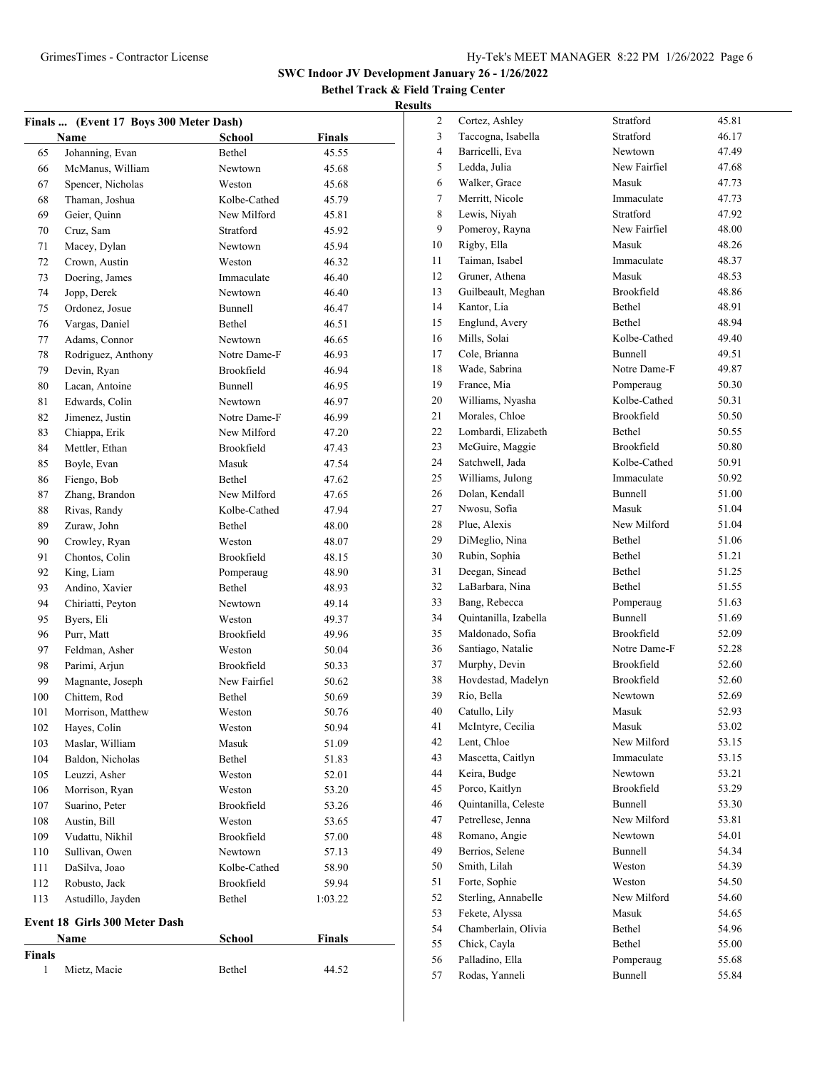## SWC Indoor JV Development January 26 - 1/26/2022

### Bethel Track & Field Traing Center

### Results

#### Finals ... (Event 17 Boys 300 Meter Dash)

| | Name | School | Finals |
|---|---|---|---|
| 65 | Johanning, Evan | Bethel | 45.55 |
| 66 | McManus, William | Newtown | 45.68 |
| 67 | Spencer, Nicholas | Weston | 45.68 |
| 68 | Thaman, Joshua | Kolbe-Cathed | 45.79 |
| 69 | Geier, Quinn | New Milford | 45.81 |
| 70 | Cruz, Sam | Stratford | 45.92 |
| 71 | Macey, Dylan | Newtown | 45.94 |
| 72 | Crown, Austin | Weston | 46.32 |
| 73 | Doering, James | Immaculate | 46.40 |
| 74 | Jopp, Derek | Newtown | 46.40 |
| 75 | Ordonez, Josue | Bunnell | 46.47 |
| 76 | Vargas, Daniel | Bethel | 46.51 |
| 77 | Adams, Connor | Newtown | 46.65 |
| 78 | Rodriguez, Anthony | Notre Dame-F | 46.93 |
| 79 | Devin, Ryan | Brookfield | 46.94 |
| 80 | Lacan, Antoine | Bunnell | 46.95 |
| 81 | Edwards, Colin | Newtown | 46.97 |
| 82 | Jimenez, Justin | Notre Dame-F | 46.99 |
| 83 | Chiappa, Erik | New Milford | 47.20 |
| 84 | Mettler, Ethan | Brookfield | 47.43 |
| 85 | Boyle, Evan | Masuk | 47.54 |
| 86 | Fiengo, Bob | Bethel | 47.62 |
| 87 | Zhang, Brandon | New Milford | 47.65 |
| 88 | Rivas, Randy | Kolbe-Cathed | 47.94 |
| 89 | Zuraw, John | Bethel | 48.00 |
| 90 | Crowley, Ryan | Weston | 48.07 |
| 91 | Chontos, Colin | Brookfield | 48.15 |
| 92 | King, Liam | Pomperaug | 48.90 |
| 93 | Andino, Xavier | Bethel | 48.93 |
| 94 | Chiriatti, Peyton | Newtown | 49.14 |
| 95 | Byers, Eli | Weston | 49.37 |
| 96 | Purr, Matt | Brookfield | 49.96 |
| 97 | Feldman, Asher | Weston | 50.04 |
| 98 | Parimi, Arjun | Brookfield | 50.33 |
| 99 | Magnante, Joseph | New Fairfiel | 50.62 |
| 100 | Chittem, Rod | Bethel | 50.69 |
| 101 | Morrison, Matthew | Weston | 50.76 |
| 102 | Hayes, Colin | Weston | 50.94 |
| 103 | Maslar, William | Masuk | 51.09 |
| 104 | Baldon, Nicholas | Bethel | 51.83 |
| 105 | Leuzzi, Asher | Weston | 52.01 |
| 106 | Morrison, Ryan | Weston | 53.20 |
| 107 | Suarino, Peter | Brookfield | 53.26 |
| 108 | Austin, Bill | Weston | 53.65 |
| 109 | Vudattu, Nikhil | Brookfield | 57.00 |
| 110 | Sullivan, Owen | Newtown | 57.13 |
| 111 | DaSilva, Joao | Kolbe-Cathed | 58.90 |
| 112 | Robusto, Jack | Brookfield | 59.94 |
| 113 | Astudillo, Jayden | Bethel | 1:03.22 |

#### Event 18 Girls 300 Meter Dash

**Finals**

| | Name | School | Finals |
|---|---|---|---|
| 1 | Mietz, Macie | Bethel | 44.52 |
| 2 | Cortez, Ashley | Stratford | 45.81 |
| 3 | Taccogna, Isabella | Stratford | 46.17 |
| 4 | Barricelli, Eva | Newtown | 47.49 |
| 5 | Ledda, Julia | New Fairfiel | 47.68 |
| 6 | Walker, Grace | Masuk | 47.73 |
| 7 | Merritt, Nicole | Immaculate | 47.73 |
| 8 | Lewis, Niyah | Stratford | 47.92 |
| 9 | Pomeroy, Rayna | New Fairfiel | 48.00 |
| 10 | Rigby, Ella | Masuk | 48.26 |
| 11 | Taiman, Isabel | Immaculate | 48.37 |
| 12 | Gruner, Athena | Masuk | 48.53 |
| 13 | Guilbeault, Meghan | Brookfield | 48.86 |
| 14 | Kantor, Lia | Bethel | 48.91 |
| 15 | Englund, Avery | Bethel | 48.94 |
| 16 | Mills, Solai | Kolbe-Cathed | 49.40 |
| 17 | Cole, Brianna | Bunnell | 49.51 |
| 18 | Wade, Sabrina | Notre Dame-F | 49.87 |
| 19 | France, Mia | Pomperaug | 50.30 |
| 20 | Williams, Nyasha | Kolbe-Cathed | 50.31 |
| 21 | Morales, Chloe | Brookfield | 50.50 |
| 22 | Lombardi, Elizabeth | Bethel | 50.55 |
| 23 | McGuire, Maggie | Brookfield | 50.80 |
| 24 | Satchwell, Jada | Kolbe-Cathed | 50.91 |
| 25 | Williams, Julong | Immaculate | 50.92 |
| 26 | Dolan, Kendall | Bunnell | 51.00 |
| 27 | Nwosu, Sofia | Masuk | 51.04 |
| 28 | Plue, Alexis | New Milford | 51.04 |
| 29 | DiMeglio, Nina | Bethel | 51.06 |
| 30 | Rubin, Sophia | Bethel | 51.21 |
| 31 | Deegan, Sinead | Bethel | 51.25 |
| 32 | LaBarbara, Nina | Bethel | 51.55 |
| 33 | Bang, Rebecca | Pomperaug | 51.63 |
| 34 | Quintanilla, Izabella | Bunnell | 51.69 |
| 35 | Maldonado, Sofia | Brookfield | 52.09 |
| 36 | Santiago, Natalie | Notre Dame-F | 52.28 |
| 37 | Murphy, Devin | Brookfield | 52.60 |
| 38 | Hovdestad, Madelyn | Brookfield | 52.60 |
| 39 | Rio, Bella | Newtown | 52.69 |
| 40 | Catullo, Lily | Masuk | 52.93 |
| 41 | McIntyre, Cecilia | Masuk | 53.02 |
| 42 | Lent, Chloe | New Milford | 53.15 |
| 43 | Mascetta, Caitlyn | Immaculate | 53.15 |
| 44 | Keira, Budge | Newtown | 53.21 |
| 45 | Porco, Kaitlyn | Brookfield | 53.29 |
| 46 | Quintanilla, Celeste | Bunnell | 53.30 |
| 47 | Petrellese, Jenna | New Milford | 53.81 |
| 48 | Romano, Angie | Newtown | 54.01 |
| 49 | Berrios, Selene | Bunnell | 54.34 |
| 50 | Smith, Lilah | Weston | 54.39 |
| 51 | Forte, Sophie | Weston | 54.50 |
| 52 | Sterling, Annabelle | New Milford | 54.60 |
| 53 | Fekete, Alyssa | Masuk | 54.65 |
| 54 | Chamberlain, Olivia | Bethel | 54.96 |
| 55 | Chick, Cayla | Bethel | 55.00 |
| 56 | Palladino, Ella | Pomperaug | 55.68 |
| 57 | Rodas, Yanneli | Bunnell | 55.84 |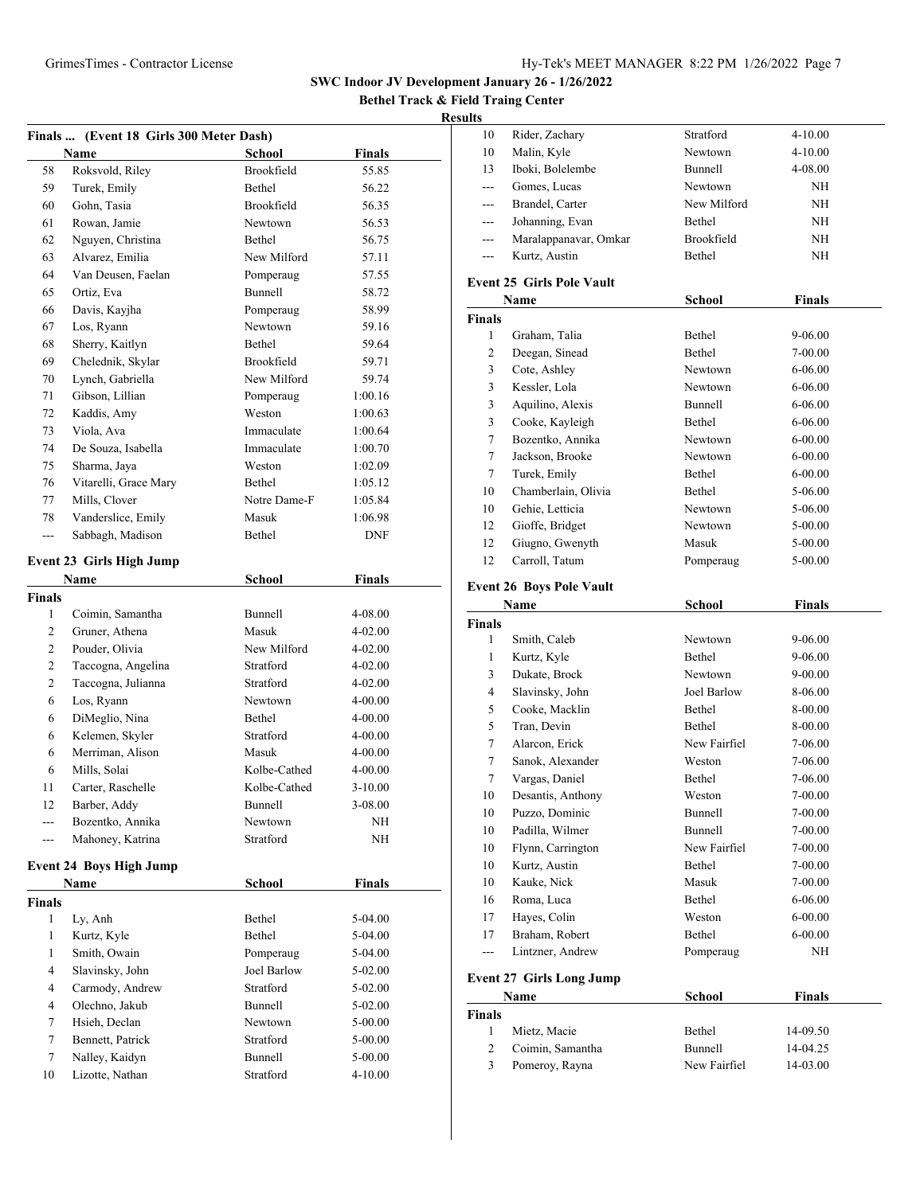**SWC Indoor JV Development January 26 - 1/26/2022**

**Bethel Track & Field Traing Center**

**Results**

### Finals ... (Event 18 Girls 300 Meter Dash)

| | Name | School | Finals |
|---|---|---|---|
| 58 | Roksvold, Riley | Brookfield | 55.85 |
| 59 | Turek, Emily | Bethel | 56.22 |
| 60 | Gohn, Tasia | Brookfield | 56.35 |
| 61 | Rowan, Jamie | Newtown | 56.53 |
| 62 | Nguyen, Christina | Bethel | 56.75 |
| 63 | Alvarez, Emilia | New Milford | 57.11 |
| 64 | Van Deusen, Faelan | Pomperaug | 57.55 |
| 65 | Ortiz, Eva | Bunnell | 58.72 |
| 66 | Davis, Kayjha | Pomperaug | 58.99 |
| 67 | Los, Ryann | Newtown | 59.16 |
| 68 | Sherry, Kaitlyn | Bethel | 59.64 |
| 69 | Chelednik, Skylar | Brookfield | 59.71 |
| 70 | Lynch, Gabriella | New Milford | 59.74 |
| 71 | Gibson, Lillian | Pomperaug | 1:00.16 |
| 72 | Kaddis, Amy | Weston | 1:00.63 |
| 73 | Viola, Ava | Immaculate | 1:00.64 |
| 74 | De Souza, Isabella | Immaculate | 1:00.70 |
| 75 | Sharma, Jaya | Weston | 1:02.09 |
| 76 | Vitarelli, Grace Mary | Bethel | 1:05.12 |
| 77 | Mills, Clover | Notre Dame-F | 1:05.84 |
| 78 | Vanderslice, Emily | Masuk | 1:06.98 |
| --- | Sabbagh, Madison | Bethel | DNF |

### Event 23 Girls High Jump

| | Name | School | Finals |
|---|---|---|---|
| **Finals** | | | |
| 1 | Coimin, Samantha | Bunnell | 4-08.00 |
| 2 | Gruner, Athena | Masuk | 4-02.00 |
| 2 | Pouder, Olivia | New Milford | 4-02.00 |
| 2 | Taccogna, Angelina | Stratford | 4-02.00 |
| 2 | Taccogna, Julianna | Stratford | 4-02.00 |
| 6 | Los, Ryann | Newtown | 4-00.00 |
| 6 | DiMeglio, Nina | Bethel | 4-00.00 |
| 6 | Kelemen, Skyler | Stratford | 4-00.00 |
| 6 | Merriman, Alison | Masuk | 4-00.00 |
| 6 | Mills, Solai | Kolbe-Cathed | 4-00.00 |
| 11 | Carter, Raschelle | Kolbe-Cathed | 3-10.00 |
| 12 | Barber, Addy | Bunnell | 3-08.00 |
| --- | Bozentko, Annika | Newtown | NH |
| --- | Mahoney, Katrina | Stratford | NH |

### Event 24 Boys High Jump

| | Name | School | Finals |
|---|---|---|---|
| **Finals** | | | |
| 1 | Ly, Anh | Bethel | 5-04.00 |
| 1 | Kurtz, Kyle | Bethel | 5-04.00 |
| 1 | Smith, Owain | Pomperaug | 5-04.00 |
| 4 | Slavinsky, John | Joel Barlow | 5-02.00 |
| 4 | Carmody, Andrew | Stratford | 5-02.00 |
| 4 | Olechno, Jakub | Bunnell | 5-02.00 |
| 7 | Hsieh, Declan | Newtown | 5-00.00 |
| 7 | Bennett, Patrick | Stratford | 5-00.00 |
| 7 | Nalley, Kaidyn | Bunnell | 5-00.00 |
| 10 | Lizotte, Nathan | Stratford | 4-10.00 |
| 10 | Rider, Zachary | Stratford | 4-10.00 |
| 10 | Malin, Kyle | Newtown | 4-10.00 |
| 13 | Iboki, Bolelembe | Bunnell | 4-08.00 |
| --- | Gomes, Lucas | Newtown | NH |
| --- | Brandel, Carter | New Milford | NH |
| --- | Johanning, Evan | Bethel | NH |
| --- | Maralappanavar, Omkar | Brookfield | NH |
| --- | Kurtz, Austin | Bethel | NH |

### Event 25 Girls Pole Vault

| | Name | School | Finals |
|---|---|---|---|
| **Finals** | | | |
| 1 | Graham, Talia | Bethel | 9-06.00 |
| 2 | Deegan, Sinead | Bethel | 7-00.00 |
| 3 | Cote, Ashley | Newtown | 6-06.00 |
| 3 | Kessler, Lola | Newtown | 6-06.00 |
| 3 | Aquilino, Alexis | Bunnell | 6-06.00 |
| 3 | Cooke, Kayleigh | Bethel | 6-06.00 |
| 7 | Bozentko, Annika | Newtown | 6-00.00 |
| 7 | Jackson, Brooke | Newtown | 6-00.00 |
| 7 | Turek, Emily | Bethel | 6-00.00 |
| 10 | Chamberlain, Olivia | Bethel | 5-06.00 |
| 10 | Gehie, Letticia | Newtown | 5-06.00 |
| 12 | Gioffe, Bridget | Newtown | 5-00.00 |
| 12 | Giugno, Gwenyth | Masuk | 5-00.00 |
| 12 | Carroll, Tatum | Pomperaug | 5-00.00 |

### Event 26 Boys Pole Vault

| | Name | School | Finals |
|---|---|---|---|
| **Finals** | | | |
| 1 | Smith, Caleb | Newtown | 9-06.00 |
| 1 | Kurtz, Kyle | Bethel | 9-06.00 |
| 3 | Dukate, Brock | Newtown | 9-00.00 |
| 4 | Slavinsky, John | Joel Barlow | 8-06.00 |
| 5 | Cooke, Macklin | Bethel | 8-00.00 |
| 5 | Tran, Devin | Bethel | 8-00.00 |
| 7 | Alarcon, Erick | New Fairfiel | 7-06.00 |
| 7 | Sanok, Alexander | Weston | 7-06.00 |
| 7 | Vargas, Daniel | Bethel | 7-06.00 |
| 10 | Desantis, Anthony | Weston | 7-00.00 |
| 10 | Puzzo, Dominic | Bunnell | 7-00.00 |
| 10 | Padilla, Wilmer | Bunnell | 7-00.00 |
| 10 | Flynn, Carrington | New Fairfiel | 7-00.00 |
| 10 | Kurtz, Austin | Bethel | 7-00.00 |
| 10 | Kauke, Nick | Masuk | 7-00.00 |
| 16 | Roma, Luca | Bethel | 6-06.00 |
| 17 | Hayes, Colin | Weston | 6-00.00 |
| 17 | Braham, Robert | Bethel | 6-00.00 |
| --- | Lintzner, Andrew | Pomperaug | NH |

### Event 27 Girls Long Jump

| | Name | School | Finals |
|---|---|---|---|
| **Finals** | | | |
| 1 | Mietz, Macie | Bethel | 14-09.50 |
| 2 | Coimin, Samantha | Bunnell | 14-04.25 |
| 3 | Pomeroy, Rayna | New Fairfiel | 14-03.00 |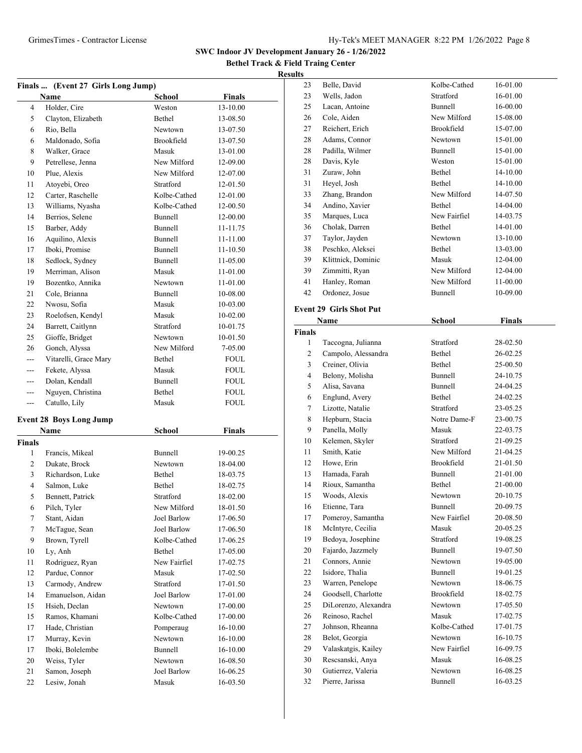**SWC Indoor JV Development January 26 - 1/26/2022**

**Bethel Track & Field Traing Center**

**Results**

### Finals ... (Event 27 Girls Long Jump)

| | Name | School | Finals |
|---|---|---|---|
| 4 | Holder, Cire | Weston | 13-10.00 |
| 5 | Clayton, Elizabeth | Bethel | 13-08.50 |
| 6 | Rio, Bella | Newtown | 13-07.50 |
| 6 | Maldonado, Sofia | Brookfield | 13-07.50 |
| 8 | Walker, Grace | Masuk | 13-01.00 |
| 9 | Petrellese, Jenna | New Milford | 12-09.00 |
| 10 | Plue, Alexis | New Milford | 12-07.00 |
| 11 | Atoyebi, Oreo | Stratford | 12-01.50 |
| 12 | Carter, Raschelle | Kolbe-Cathed | 12-01.00 |
| 13 | Williams, Nyasha | Kolbe-Cathed | 12-00.50 |
| 14 | Berrios, Selene | Bunnell | 12-00.00 |
| 15 | Barber, Addy | Bunnell | 11-11.75 |
| 16 | Aquilino, Alexis | Bunnell | 11-11.00 |
| 17 | Iboki, Promise | Bunnell | 11-10.50 |
| 18 | Sedlock, Sydney | Bunnell | 11-05.00 |
| 19 | Merriman, Alison | Masuk | 11-01.00 |
| 19 | Bozentko, Annika | Newtown | 11-01.00 |
| 21 | Cole, Brianna | Bunnell | 10-08.00 |
| 22 | Nwosu, Sofia | Masuk | 10-03.00 |
| 23 | Roelofsen, Kendyl | Masuk | 10-02.00 |
| 24 | Barrett, Caitlynn | Stratford | 10-01.75 |
| 25 | Gioffe, Bridget | Newtown | 10-01.50 |
| 26 | Gonch, Alyssa | New Milford | 7-05.00 |
| --- | Vitarelli, Grace Mary | Bethel | FOUL |
| --- | Fekete, Alyssa | Masuk | FOUL |
| --- | Dolan, Kendall | Bunnell | FOUL |
| --- | Nguyen, Christina | Bethel | FOUL |
| --- | Catullo, Lily | Masuk | FOUL |

### Event 28 Boys Long Jump

| | Name | School | Finals |
|---|---|---|---|
| **Finals** | | | |
| 1 | Francis, Mikeal | Bunnell | 19-00.25 |
| 2 | Dukate, Brock | Newtown | 18-04.00 |
| 3 | Richardson, Luke | Bethel | 18-03.75 |
| 4 | Salmon, Luke | Bethel | 18-02.75 |
| 5 | Bennett, Patrick | Stratford | 18-02.00 |
| 6 | Pilch, Tyler | New Milford | 18-01.50 |
| 7 | Stant, Aidan | Joel Barlow | 17-06.50 |
| 7 | McTague, Sean | Joel Barlow | 17-06.50 |
| 9 | Brown, Tyrell | Kolbe-Cathed | 17-06.25 |
| 10 | Ly, Anh | Bethel | 17-05.00 |
| 11 | Rodriguez, Ryan | New Fairfiel | 17-02.75 |
| 12 | Pardue, Connor | Masuk | 17-02.50 |
| 13 | Carmody, Andrew | Stratford | 17-01.50 |
| 14 | Emanuelson, Aidan | Joel Barlow | 17-01.00 |
| 15 | Hsieh, Declan | Newtown | 17-00.00 |
| 15 | Ramos, Khamani | Kolbe-Cathed | 17-00.00 |
| 17 | Hade, Christian | Pomperaug | 16-10.00 |
| 17 | Murray, Kevin | Newtown | 16-10.00 |
| 17 | Iboki, Bolelembe | Bunnell | 16-10.00 |
| 20 | Weiss, Tyler | Newtown | 16-08.50 |
| 21 | Samon, Joseph | Joel Barlow | 16-06.25 |
| 22 | Lesiw, Jonah | Masuk | 16-03.50 |
| 23 | Belle, David | Kolbe-Cathed | 16-01.00 |
| 23 | Wells, Jadon | Stratford | 16-01.00 |
| 25 | Lacan, Antoine | Bunnell | 16-00.00 |
| 26 | Cole, Aiden | New Milford | 15-08.00 |
| 27 | Reichert, Erich | Brookfield | 15-07.00 |
| 28 | Adams, Connor | Newtown | 15-01.00 |
| 28 | Padilla, Wilmer | Bunnell | 15-01.00 |
| 28 | Davis, Kyle | Weston | 15-01.00 |
| 31 | Zuraw, John | Bethel | 14-10.00 |
| 31 | Heyel, Josh | Bethel | 14-10.00 |
| 33 | Zhang, Brandon | New Milford | 14-07.50 |
| 34 | Andino, Xavier | Bethel | 14-04.00 |
| 35 | Marques, Luca | New Fairfiel | 14-03.75 |
| 36 | Cholak, Darren | Bethel | 14-01.00 |
| 37 | Taylor, Jayden | Newtown | 13-10.00 |
| 38 | Peschko, Aleksei | Bethel | 13-03.00 |
| 39 | Klittnick, Dominic | Masuk | 12-04.00 |
| 39 | Zimmitti, Ryan | New Milford | 12-04.00 |
| 41 | Hanley, Roman | New Milford | 11-00.00 |
| 42 | Ordonez, Josue | Bunnell | 10-09.00 |

### Event 29 Girls Shot Put

| | Name | School | Finals |
|---|---|---|---|
| **Finals** | | | |
| 1 | Taccogna, Julianna | Stratford | 28-02.50 |
| 2 | Campolo, Alessandra | Bethel | 26-02.25 |
| 3 | Creiner, Olivia | Bethel | 25-00.50 |
| 4 | Belony, Molisha | Bunnell | 24-10.75 |
| 5 | Alisa, Savana | Bunnell | 24-04.25 |
| 6 | Englund, Avery | Bethel | 24-02.25 |
| 7 | Lizotte, Natalie | Stratford | 23-05.25 |
| 8 | Hepburn, Stacia | Notre Dame-F | 23-00.75 |
| 9 | Panella, Molly | Masuk | 22-03.75 |
| 10 | Kelemen, Skyler | Stratford | 21-09.25 |
| 11 | Smith, Katie | New Milford | 21-04.25 |
| 12 | Howe, Erin | Brookfield | 21-01.50 |
| 13 | Hamada, Farah | Bunnell | 21-01.00 |
| 14 | Rioux, Samantha | Bethel | 21-00.00 |
| 15 | Woods, Alexis | Newtown | 20-10.75 |
| 16 | Etienne, Tara | Bunnell | 20-09.75 |
| 17 | Pomeroy, Samantha | New Fairfiel | 20-08.50 |
| 18 | McIntyre, Cecilia | Masuk | 20-05.25 |
| 19 | Bedoya, Josephine | Stratford | 19-08.25 |
| 20 | Fajardo, Jazzmely | Bunnell | 19-07.50 |
| 21 | Connors, Annie | Newtown | 19-05.00 |
| 22 | Isidore, Thalia | Bunnell | 19-01.25 |
| 23 | Warren, Penelope | Newtown | 18-06.75 |
| 24 | Goodsell, Charlotte | Brookfield | 18-02.75 |
| 25 | DiLorenzo, Alexandra | Newtown | 17-05.50 |
| 26 | Reinoso, Rachel | Masuk | 17-02.75 |
| 27 | Johnson, Rheanna | Kolbe-Cathed | 17-01.75 |
| 28 | Belot, Georgia | Newtown | 16-10.75 |
| 29 | Valaskatgis, Kailey | New Fairfiel | 16-09.75 |
| 30 | Rescsanski, Anya | Masuk | 16-08.25 |
| 30 | Gutierrez, Valeria | Newtown | 16-08.25 |
| 32 | Pierre, Jarissa | Bunnell | 16-03.25 |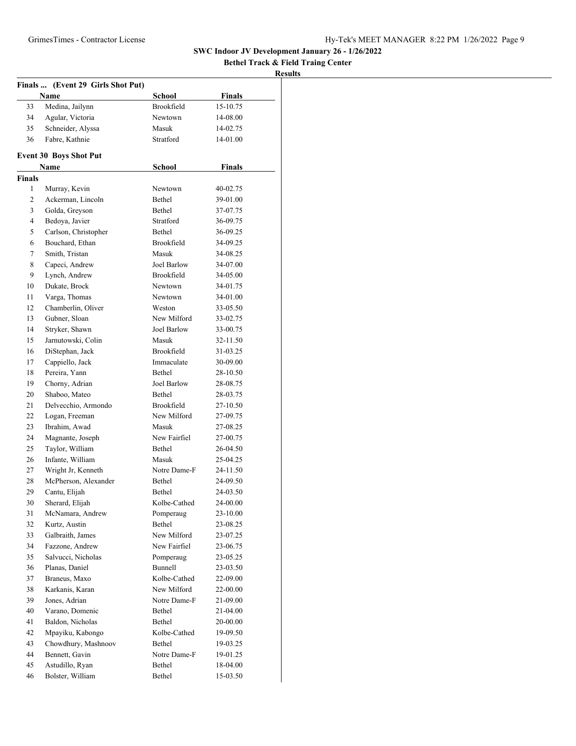## SWC Indoor JV Development January 26 - 1/26/2022

### Bethel Track & Field Traing Center

**Results**

**Finals ... (Event 29 Girls Shot Put)**

| | Name | School | Finals |
|---|---|---|---|
| 33 | Medina, Jailynn | Brookfield | 15-10.75 |
| 34 | Agular, Victoria | Newtown | 14-08.00 |
| 35 | Schneider, Alyssa | Masuk | 14-02.75 |
| 36 | Fabre, Kathnie | Stratford | 14-01.00 |

**Event 30 Boys Shot Put**

| | Name | School | Finals |
|---|---|---|---|
| **Finals** | | | |
| 1 | Murray, Kevin | Newtown | 40-02.75 |
| 2 | Ackerman, Lincoln | Bethel | 39-01.00 |
| 3 | Golda, Greyson | Bethel | 37-07.75 |
| 4 | Bedoya, Javier | Stratford | 36-09.75 |
| 5 | Carlson, Christopher | Bethel | 36-09.25 |
| 6 | Bouchard, Ethan | Brookfield | 34-09.25 |
| 7 | Smith, Tristan | Masuk | 34-08.25 |
| 8 | Capeci, Andrew | Joel Barlow | 34-07.00 |
| 9 | Lynch, Andrew | Brookfield | 34-05.00 |
| 10 | Dukate, Brock | Newtown | 34-01.75 |
| 11 | Varga, Thomas | Newtown | 34-01.00 |
| 12 | Chamberlin, Oliver | Weston | 33-05.50 |
| 13 | Gubner, Sloan | New Milford | 33-02.75 |
| 14 | Stryker, Shawn | Joel Barlow | 33-00.75 |
| 15 | Jarnutowski, Colin | Masuk | 32-11.50 |
| 16 | DiStephan, Jack | Brookfield | 31-03.25 |
| 17 | Cappiello, Jack | Immaculate | 30-09.00 |
| 18 | Pereira, Yann | Bethel | 28-10.50 |
| 19 | Chorny, Adrian | Joel Barlow | 28-08.75 |
| 20 | Shaboo, Mateo | Bethel | 28-03.75 |
| 21 | Delvecchio, Armondo | Brookfield | 27-10.50 |
| 22 | Logan, Freeman | New Milford | 27-09.75 |
| 23 | Ibrahim, Awad | Masuk | 27-08.25 |
| 24 | Magnante, Joseph | New Fairfiel | 27-00.75 |
| 25 | Taylor, William | Bethel | 26-04.50 |
| 26 | Infante, William | Masuk | 25-04.25 |
| 27 | Wright Jr, Kenneth | Notre Dame-F | 24-11.50 |
| 28 | McPherson, Alexander | Bethel | 24-09.50 |
| 29 | Cantu, Elijah | Bethel | 24-03.50 |
| 30 | Sherard, Elijah | Kolbe-Cathed | 24-00.00 |
| 31 | McNamara, Andrew | Pomperaug | 23-10.00 |
| 32 | Kurtz, Austin | Bethel | 23-08.25 |
| 33 | Galbraith, James | New Milford | 23-07.25 |
| 34 | Fazzone, Andrew | New Fairfiel | 23-06.75 |
| 35 | Salvucci, Nicholas | Pomperaug | 23-05.25 |
| 36 | Planas, Daniel | Bunnell | 23-03.50 |
| 37 | Braneus, Maxo | Kolbe-Cathed | 22-09.00 |
| 38 | Karkanis, Karan | New Milford | 22-00.00 |
| 39 | Jones, Adrian | Notre Dame-F | 21-09.00 |
| 40 | Varano, Domenic | Bethel | 21-04.00 |
| 41 | Baldon, Nicholas | Bethel | 20-00.00 |
| 42 | Mpayiku, Kabongo | Kolbe-Cathed | 19-09.50 |
| 43 | Chowdhury, Mashnoov | Bethel | 19-03.25 |
| 44 | Bennett, Gavin | Notre Dame-F | 19-01.25 |
| 45 | Astudillo, Ryan | Bethel | 18-04.00 |
| 46 | Bolster, William | Bethel | 15-03.50 |